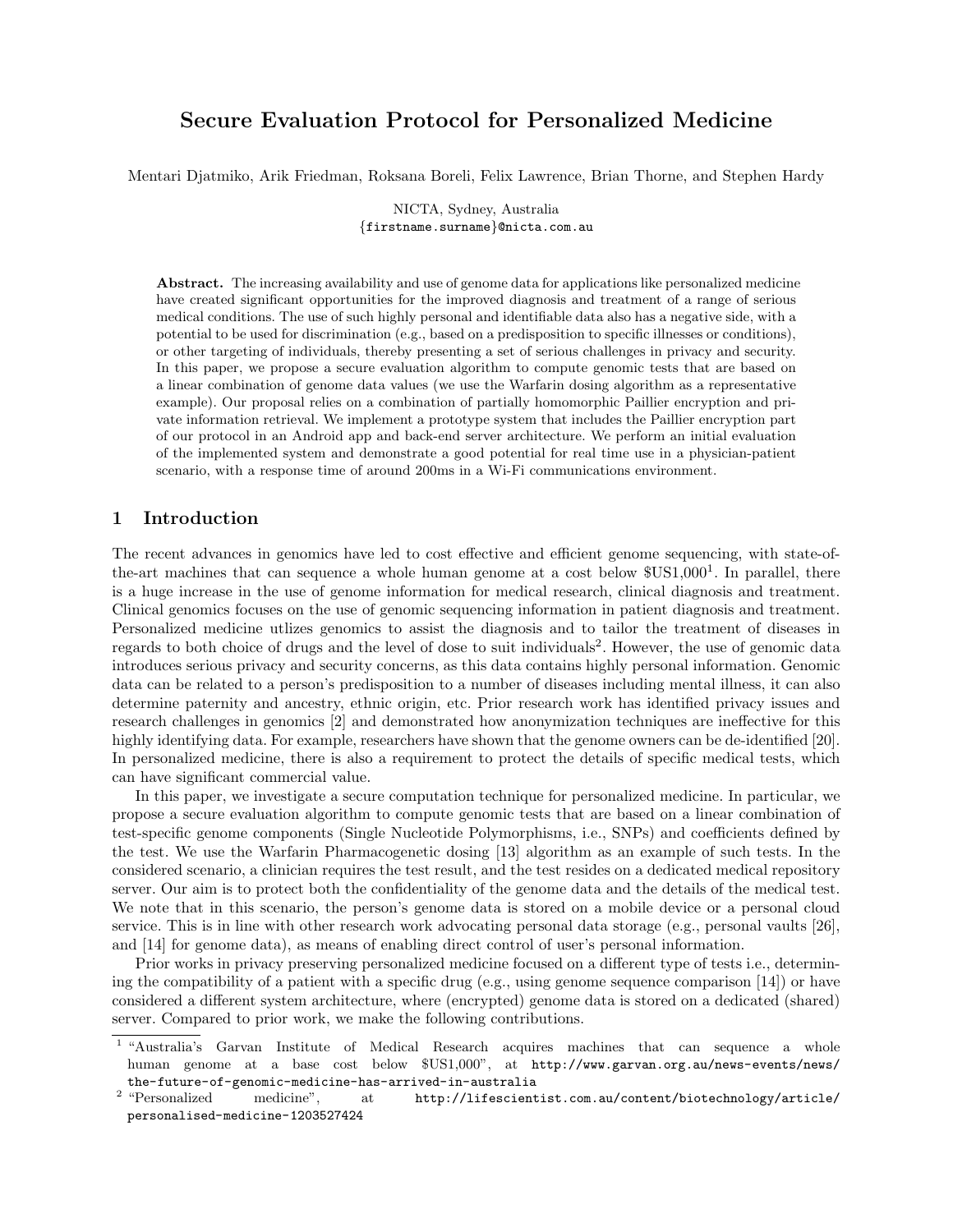# Secure Evaluation Protocol for Personalized Medicine

Mentari Djatmiko, Arik Friedman, Roksana Boreli, Felix Lawrence, Brian Thorne, and Stephen Hardy

NICTA, Sydney, Australia
{firstname.surname}@nicta.com.au

**Abstract.** The increasing availability and use of genome data for applications like personalized medicine have created significant opportunities for the improved diagnosis and treatment of a range of serious medical conditions. The use of such highly personal and identifiable data also has a negative side, with a potential to be used for discrimination (e.g., based on a predisposition to specific illnesses or conditions), or other targeting of individuals, thereby presenting a set of serious challenges in privacy and security. In this paper, we propose a secure evaluation algorithm to compute genomic tests that are based on a linear combination of genome data values (we use the Warfarin dosing algorithm as a representative example). Our proposal relies on a combination of partially homomorphic Paillier encryption and private information retrieval. We implement a prototype system that includes the Paillier encryption part of our protocol in an Android app and back-end server architecture. We perform an initial evaluation of the implemented system and demonstrate a good potential for real time use in a physician-patient scenario, with a response time of around 200ms in a Wi-Fi communications environment.

## 1 Introduction

The recent advances in genomics have led to cost effective and efficient genome sequencing, with state-of-the-art machines that can sequence a whole human genome at a cost below $US1,000[1]. In parallel, there is a huge increase in the use of genome information for medical research, clinical diagnosis and treatment. Clinical genomics focuses on the use of genomic sequencing information in patient diagnosis and treatment. Personalized medicine utlizes genomics to assist the diagnosis and to tailor the treatment of diseases in regards to both choice of drugs and the level of dose to suit individuals[2]. However, the use of genomic data introduces serious privacy and security concerns, as this data contains highly personal information. Genomic data can be related to a person's predisposition to a number of diseases including mental illness, it can also determine paternity and ancestry, ethnic origin, etc. Prior research work has identified privacy issues and research challenges in genomics [2] and demonstrated how anonymization techniques are ineffective for this highly identifying data. For example, researchers have shown that the genome owners can be de-identified [20]. In personalized medicine, there is also a requirement to protect the details of specific medical tests, which can have significant commercial value.

In this paper, we investigate a secure computation technique for personalized medicine. In particular, we propose a secure evaluation algorithm to compute genomic tests that are based on a linear combination of test-specific genome components (Single Nucleotide Polymorphisms, i.e., SNPs) and coefficients defined by the test. We use the Warfarin Pharmacogenetic dosing [13] algorithm as an example of such tests. In the considered scenario, a clinician requires the test result, and the test resides on a dedicated medical repository server. Our aim is to protect both the confidentiality of the genome data and the details of the medical test. We note that in this scenario, the person's genome data is stored on a mobile device or a personal cloud service. This is in line with other research work advocating personal data storage (e.g., personal vaults [26], and [14] for genome data), as means of enabling direct control of user's personal information.

Prior works in privacy preserving personalized medicine focused on a different type of tests i.e., determining the compatibility of a patient with a specific drug (e.g., using genome sequence comparison [14]) or have considered a different system architecture, where (encrypted) genome data is stored on a dedicated (shared) server. Compared to prior work, we make the following contributions.

---

[1] "Australia's Garvan Institute of Medical Research acquires machines that can sequence a whole human genome at a base cost below $US1,000", at http://www.garvan.org.au/news-events/news/the-future-of-genomic-medicine-has-arrived-in-australia

[2] "Personalized medicine", at http://lifescientist.com.au/content/biotechnology/article/personalised-medicine-1203527424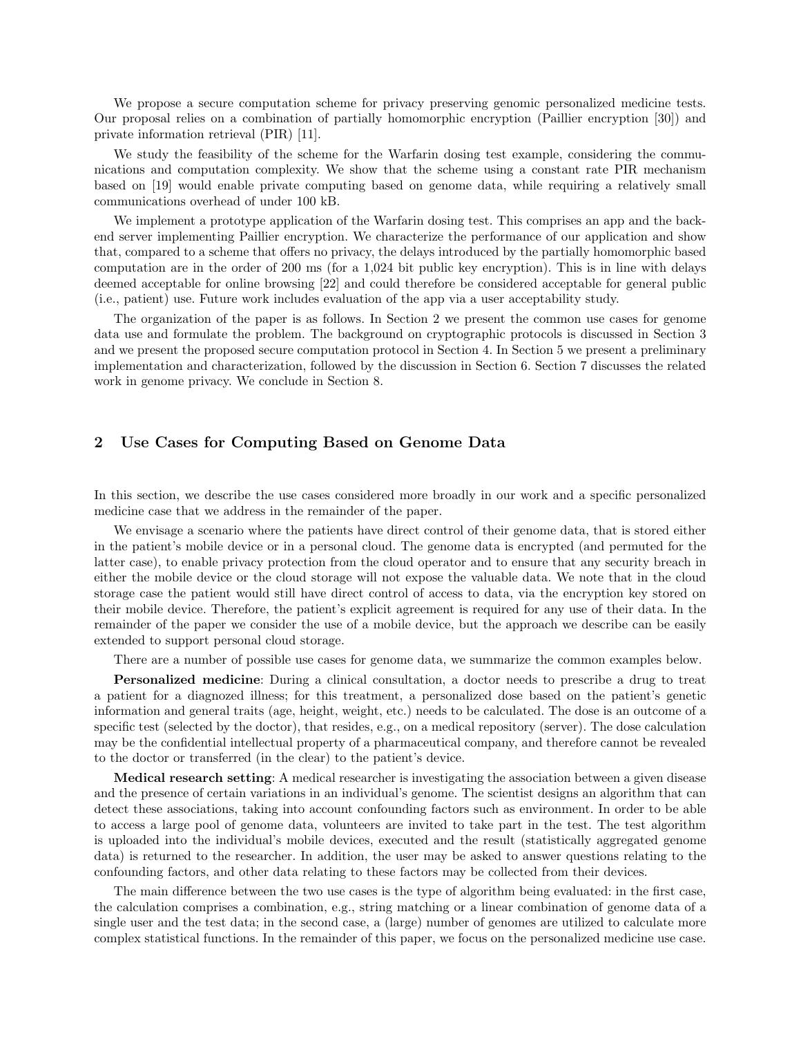We propose a secure computation scheme for privacy preserving genomic personalized medicine tests. Our proposal relies on a combination of partially homomorphic encryption (Paillier encryption [30]) and private information retrieval (PIR) [11].

We study the feasibility of the scheme for the Warfarin dosing test example, considering the communications and computation complexity. We show that the scheme using a constant rate PIR mechanism based on [19] would enable private computing based on genome data, while requiring a relatively small communications overhead of under 100 kB.

We implement a prototype application of the Warfarin dosing test. This comprises an app and the backend server implementing Paillier encryption. We characterize the performance of our application and show that, compared to a scheme that offers no privacy, the delays introduced by the partially homomorphic based computation are in the order of 200 ms (for a 1,024 bit public key encryption). This is in line with delays deemed acceptable for online browsing [22] and could therefore be considered acceptable for general public (i.e., patient) use. Future work includes evaluation of the app via a user acceptability study.

The organization of the paper is as follows. In Section 2 we present the common use cases for genome data use and formulate the problem. The background on cryptographic protocols is discussed in Section 3 and we present the proposed secure computation protocol in Section 4. In Section 5 we present a preliminary implementation and characterization, followed by the discussion in Section 6. Section 7 discusses the related work in genome privacy. We conclude in Section 8.

## 2 Use Cases for Computing Based on Genome Data

In this section, we describe the use cases considered more broadly in our work and a specific personalized medicine case that we address in the remainder of the paper.

We envisage a scenario where the patients have direct control of their genome data, that is stored either in the patient's mobile device or in a personal cloud. The genome data is encrypted (and permuted for the latter case), to enable privacy protection from the cloud operator and to ensure that any security breach in either the mobile device or the cloud storage will not expose the valuable data. We note that in the cloud storage case the patient would still have direct control of access to data, via the encryption key stored on their mobile device. Therefore, the patient's explicit agreement is required for any use of their data. In the remainder of the paper we consider the use of a mobile device, but the approach we describe can be easily extended to support personal cloud storage.

There are a number of possible use cases for genome data, we summarize the common examples below.

**Personalized medicine**: During a clinical consultation, a doctor needs to prescribe a drug to treat a patient for a diagnozed illness; for this treatment, a personalized dose based on the patient's genetic information and general traits (age, height, weight, etc.) needs to be calculated. The dose is an outcome of a specific test (selected by the doctor), that resides, e.g., on a medical repository (server). The dose calculation may be the confidential intellectual property of a pharmaceutical company, and therefore cannot be revealed to the doctor or transferred (in the clear) to the patient's device.

**Medical research setting**: A medical researcher is investigating the association between a given disease and the presence of certain variations in an individual's genome. The scientist designs an algorithm that can detect these associations, taking into account confounding factors such as environment. In order to be able to access a large pool of genome data, volunteers are invited to take part in the test. The test algorithm is uploaded into the individual's mobile devices, executed and the result (statistically aggregated genome data) is returned to the researcher. In addition, the user may be asked to answer questions relating to the confounding factors, and other data relating to these factors may be collected from their devices.

The main difference between the two use cases is the type of algorithm being evaluated: in the first case, the calculation comprises a combination, e.g., string matching or a linear combination of genome data of a single user and the test data; in the second case, a (large) number of genomes are utilized to calculate more complex statistical functions. In the remainder of this paper, we focus on the personalized medicine use case.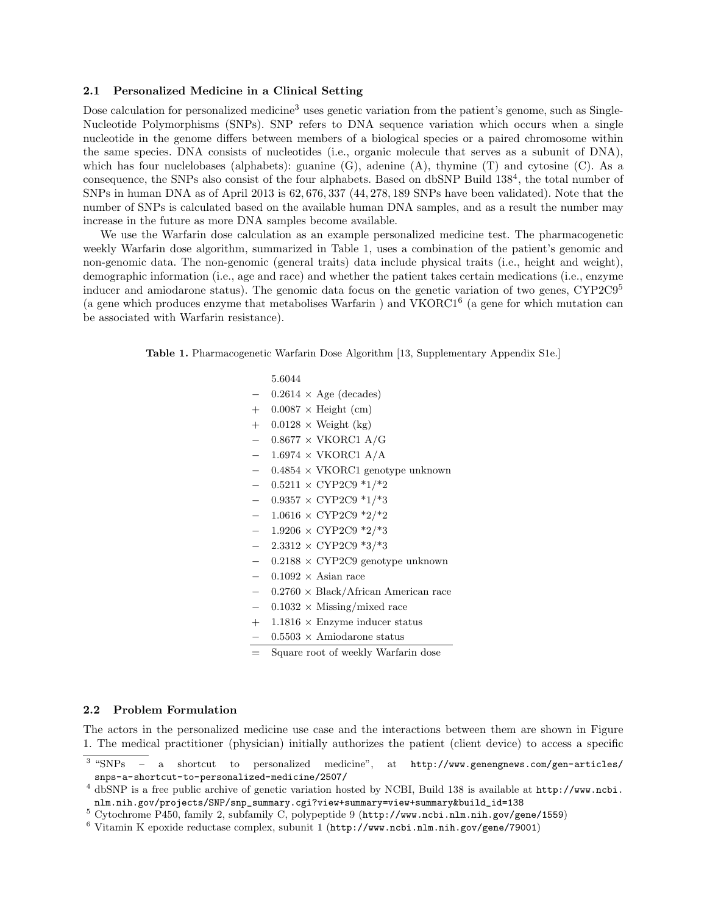### 2.1 Personalized Medicine in a Clinical Setting

Dose calculation for personalized medicine[3] uses genetic variation from the patient's genome, such as Single-Nucleotide Polymorphisms (SNPs). SNP refers to DNA sequence variation which occurs when a single nucleotide in the genome differs between members of a biological species or a paired chromosome within the same species. DNA consists of nucleotides (i.e., organic molecule that serves as a subunit of DNA), which has four nuclelobases (alphabets): guanine (G), adenine (A), thymine (T) and cytosine (C). As a consequence, the SNPs also consist of the four alphabets. Based on dbSNP Build 138[4], the total number of SNPs in human DNA as of April 2013 is 62,676,337 (44,278,189 SNPs have been validated). Note that the number of SNPs is calculated based on the available human DNA samples, and as a result the number may increase in the future as more DNA samples become available.

We use the Warfarin dose calculation as an example personalized medicine test. The pharmacogenetic weekly Warfarin dose algorithm, summarized in Table 1, uses a combination of the patient's genomic and non-genomic data. The non-genomic (general traits) data include physical traits (i.e., height and weight), demographic information (i.e., age and race) and whether the patient takes certain medications (i.e., enzyme inducer and amiodarone status). The genomic data focus on the genetic variation of two genes, CYP2C9[5] (a gene which produces enzyme that metabolises Warfarin ) and VKORC1[6] (a gene for which mutation can be associated with Warfarin resistance).

**Table 1.** Pharmacogenetic Warfarin Dose Algorithm [13, Supplementary Appendix S1e.]

| | |
|---|---|
| | 5.6044 |
| − | 0.2614 × Age (decades) |
| + | 0.0087 × Height (cm) |
| + | 0.0128 × Weight (kg) |
| − | 0.8677 × VKORC1 A/G |
| − | 1.6974 × VKORC1 A/A |
| − | 0.4854 × VKORC1 genotype unknown |
| − | 0.5211 × CYP2C9 *1/*2 |
| − | 0.9357 × CYP2C9 *1/*3 |
| − | 1.0616 × CYP2C9 *2/*2 |
| − | 1.9206 × CYP2C9 *2/*3 |
| − | 2.3312 × CYP2C9 *3/*3 |
| − | 0.2188 × CYP2C9 genotype unknown |
| − | 0.1092 × Asian race |
| − | 0.2760 × Black/African American race |
| − | 0.1032 × Missing/mixed race |
| + | 1.1816 × Enzyme inducer status |
| − | 0.5503 × Amiodarone status |
| = | Square root of weekly Warfarin dose |

### 2.2 Problem Formulation

The actors in the personalized medicine use case and the interactions between them are shown in Figure 1. The medical practitioner (physician) initially authorizes the patient (client device) to access a specific

[3] "SNPs – a shortcut to personalized medicine", at http://www.genengnews.com/gen-articles/snps-a-shortcut-to-personalized-medicine/2507/

[4] dbSNP is a free public archive of genetic variation hosted by NCBI, Build 138 is available at http://www.ncbi.nlm.nih.gov/projects/SNP/snp_summary.cgi?view+summary=view+summary&build_id=138

[5] Cytochrome P450, family 2, subfamily C, polypeptide 9 (http://www.ncbi.nlm.nih.gov/gene/1559)

[6] Vitamin K epoxide reductase complex, subunit 1 (http://www.ncbi.nlm.nih.gov/gene/79001)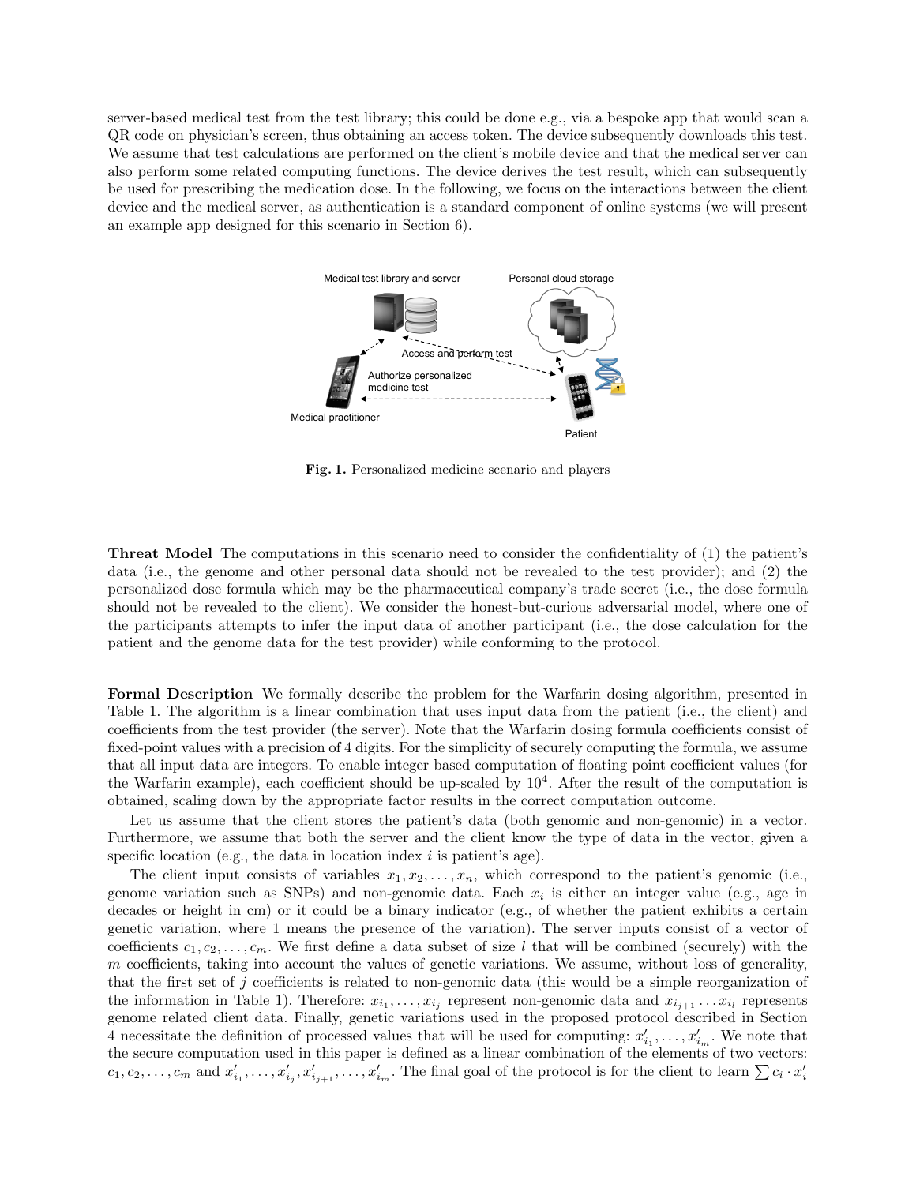server-based medical test from the test library; this could be done e.g., via a bespoke app that would scan a QR code on physician's screen, thus obtaining an access token. The device subsequently downloads this test. We assume that test calculations are performed on the client's mobile device and that the medical server can also perform some related computing functions. The device derives the test result, which can subsequently be used for prescribing the medication dose. In the following, we focus on the interactions between the client device and the medical server, as authentication is a standard component of online systems (we will present an example app designed for this scenario in Section 6).

**Fig. 1.** Personalized medicine scenario and players

**Threat Model** The computations in this scenario need to consider the confidentiality of (1) the patient's data (i.e., the genome and other personal data should not be revealed to the test provider); and (2) the personalized dose formula which may be the pharmaceutical company's trade secret (i.e., the dose formula should not be revealed to the client). We consider the honest-but-curious adversarial model, where one of the participants attempts to infer the input data of another participant (i.e., the dose calculation for the patient and the genome data for the test provider) while conforming to the protocol.

**Formal Description** We formally describe the problem for the Warfarin dosing algorithm, presented in Table 1. The algorithm is a linear combination that uses input data from the patient (i.e., the client) and coefficients from the test provider (the server). Note that the Warfarin dosing formula coefficients consist of fixed-point values with a precision of 4 digits. For the simplicity of securely computing the formula, we assume that all input data are integers. To enable integer based computation of floating point coefficient values (for the Warfarin example), each coefficient should be up-scaled by $10^4$. After the result of the computation is obtained, scaling down by the appropriate factor results in the correct computation outcome.

Let us assume that the client stores the patient's data (both genomic and non-genomic) in a vector. Furthermore, we assume that both the server and the client know the type of data in the vector, given a specific location (e.g., the data in location index $i$ is patient's age).

The client input consists of variables $x_1, x_2, \ldots, x_n$, which correspond to the patient's genomic (i.e., genome variation such as SNPs) and non-genomic data. Each $x_i$ is either an integer value (e.g., age in decades or height in cm) or it could be a binary indicator (e.g., of whether the patient exhibits a certain genetic variation, where 1 means the presence of the variation). The server inputs consist of a vector of coefficients $c_1, c_2, \ldots, c_m$. We first define a data subset of size $l$ that will be combined (securely) with the $m$ coefficients, taking into account the values of genetic variations. We assume, without loss of generality, that the first set of $j$ coefficients is related to non-genomic data (this would be a simple reorganization of the information in Table 1). Therefore: $x_{i_1}, \ldots, x_{i_j}$ represent non-genomic data and $x_{i_{j+1}} \ldots x_{i_l}$ represents genome related client data. Finally, genetic variations used in the proposed protocol described in Section 4 necessitate the definition of processed values that will be used for computing: $x'_{i_1}, \ldots, x'_{i_m}$. We note that the secure computation used in this paper is defined as a linear combination of the elements of two vectors: $c_1, c_2, \ldots, c_m$ and $x'_{i_1}, \ldots, x'_{i_j}, x'_{i_{j+1}}, \ldots, x'_{i_m}$. The final goal of the protocol is for the client to learn $\sum c_i \cdot x'_i$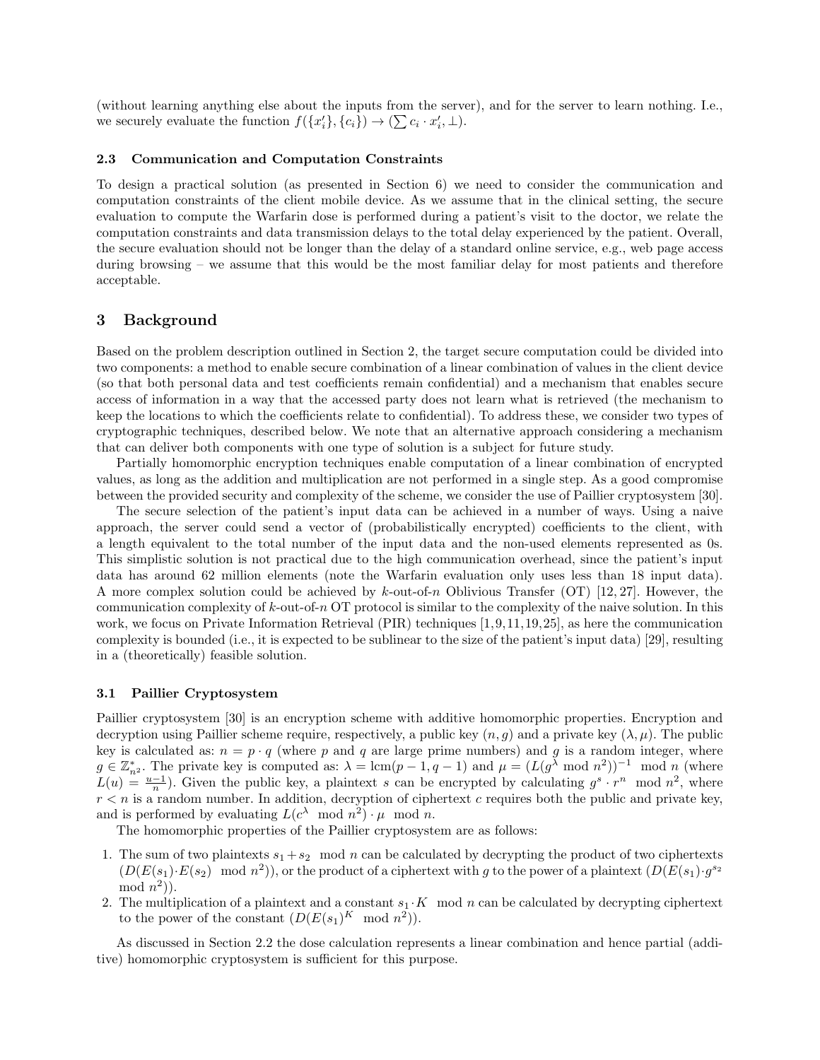(without learning anything else about the inputs from the server), and for the server to learn nothing. I.e., we securely evaluate the function $f(\{x'_i\}, \{c_i\}) \rightarrow (\sum c_i \cdot x'_i, \perp)$.

### 2.3 Communication and Computation Constraints

To design a practical solution (as presented in Section 6) we need to consider the communication and computation constraints of the client mobile device. As we assume that in the clinical setting, the secure evaluation to compute the Warfarin dose is performed during a patient's visit to the doctor, we relate the computation constraints and data transmission delays to the total delay experienced by the patient. Overall, the secure evaluation should not be longer than the delay of a standard online service, e.g., web page access during browsing – we assume that this would be the most familiar delay for most patients and therefore acceptable.

## 3 Background

Based on the problem description outlined in Section 2, the target secure computation could be divided into two components: a method to enable secure combination of a linear combination of values in the client device (so that both personal data and test coefficients remain confidential) and a mechanism that enables secure access of information in a way that the accessed party does not learn what is retrieved (the mechanism to keep the locations to which the coefficients relate to confidential). To address these, we consider two types of cryptographic techniques, described below. We note that an alternative approach considering a mechanism that can deliver both components with one type of solution is a subject for future study.

Partially homomorphic encryption techniques enable computation of a linear combination of encrypted values, as long as the addition and multiplication are not performed in a single step. As a good compromise between the provided security and complexity of the scheme, we consider the use of Paillier cryptosystem [30].

The secure selection of the patient's input data can be achieved in a number of ways. Using a naive approach, the server could send a vector of (probabilistically encrypted) coefficients to the client, with a length equivalent to the total number of the input data and the non-used elements represented as 0s. This simplistic solution is not practical due to the high communication overhead, since the patient's input data has around 62 million elements (note the Warfarin evaluation only uses less than 18 input data). A more complex solution could be achieved by $k$-out-of-$n$ Oblivious Transfer (OT) [12, 27]. However, the communication complexity of $k$-out-of-$n$ OT protocol is similar to the complexity of the naive solution. In this work, we focus on Private Information Retrieval (PIR) techniques [1,9,11,19,25], as here the communication complexity is bounded (i.e., it is expected to be sublinear to the size of the patient's input data) [29], resulting in a (theoretically) feasible solution.

### 3.1 Paillier Cryptosystem

Paillier cryptosystem [30] is an encryption scheme with additive homomorphic properties. Encryption and decryption using Paillier scheme require, respectively, a public key $(n, g)$ and a private key $(\lambda, \mu)$. The public key is calculated as: $n = p \cdot q$ (where $p$ and $q$ are large prime numbers) and $g$ is a random integer, where $g \in \mathbb{Z}^*_{n^2}$. The private key is computed as: $\lambda = \text{lcm}(p-1, q-1)$ and $\mu = (L(g^\lambda \bmod n^2))^{-1} \mod n$ (where $L(u) = \frac{u-1}{n}$). Given the public key, a plaintext $s$ can be encrypted by calculating $g^s \cdot r^n \mod n^2$, where $r < n$ is a random number. In addition, decryption of ciphertext $c$ requires both the public and private key, and is performed by evaluating $L(c^\lambda \mod n^2) \cdot \mu \mod n$.

The homomorphic properties of the Paillier cryptosystem are as follows:

1. The sum of two plaintexts $s_1 + s_2 \mod n$ can be calculated by decrypting the product of two ciphertexts $(D(E(s_1) \cdot E(s_2) \mod n^2))$, or the product of a ciphertext with $g$ to the power of a plaintext $(D(E(s_1) \cdot g^{s_2} \bmod n^2))$.
2. The multiplication of a plaintext and a constant $s_1 \cdot K \mod n$ can be calculated by decrypting ciphertext to the power of the constant $(D(E(s_1)^K \mod n^2))$.

As discussed in Section 2.2 the dose calculation represents a linear combination and hence partial (additive) homomorphic cryptosystem is sufficient for this purpose.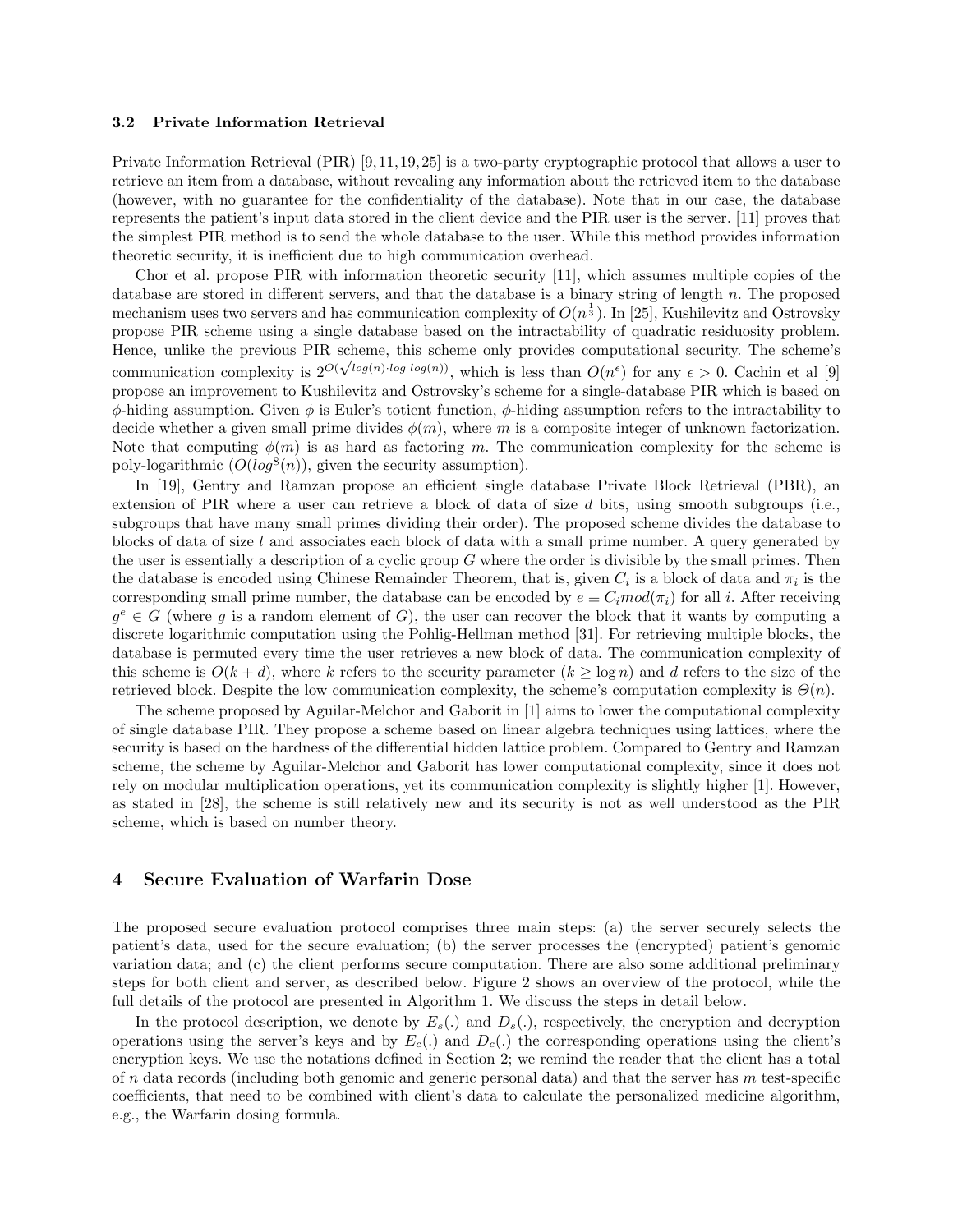### 3.2 Private Information Retrieval

Private Information Retrieval (PIR) [9,11,19,25] is a two-party cryptographic protocol that allows a user to retrieve an item from a database, without revealing any information about the retrieved item to the database (however, with no guarantee for the confidentiality of the database). Note that in our case, the database represents the patient's input data stored in the client device and the PIR user is the server. [11] proves that the simplest PIR method is to send the whole database to the user. While this method provides information theoretic security, it is inefficient due to high communication overhead.

Chor et al. propose PIR with information theoretic security [11], which assumes multiple copies of the database are stored in different servers, and that the database is a binary string of length $n$. The proposed mechanism uses two servers and has communication complexity of $O(n^{\frac{1}{3}})$. In [25], Kushilevitz and Ostrovsky propose PIR scheme using a single database based on the intractability of quadratic residuosity problem. Hence, unlike the previous PIR scheme, this scheme only provides computational security. The scheme's communication complexity is $2^{O(\sqrt{log(n) \cdot log\ log(n)})}$, which is less than $O(n^{\epsilon})$ for any $\epsilon > 0$. Cachin et al [9] propose an improvement to Kushilevitz and Ostrovsky's scheme for a single-database PIR which is based on $\phi$-hiding assumption. Given $\phi$ is Euler's totient function, $\phi$-hiding assumption refers to the intractability to decide whether a given small prime divides $\phi(m)$, where $m$ is a composite integer of unknown factorization. Note that computing $\phi(m)$ is as hard as factoring $m$. The communication complexity for the scheme is poly-logarithmic ($O(log^8(n))$, given the security assumption).

In [19], Gentry and Ramzan propose an efficient single database Private Block Retrieval (PBR), an extension of PIR where a user can retrieve a block of data of size $d$ bits, using smooth subgroups (i.e., subgroups that have many small primes dividing their order). The proposed scheme divides the database to blocks of data of size $l$ and associates each block of data with a small prime number. A query generated by the user is essentially a description of a cyclic group $G$ where the order is divisible by the small primes. Then the database is encoded using Chinese Remainder Theorem, that is, given $C_i$ is a block of data and $\pi_i$ is the corresponding small prime number, the database can be encoded by $e \equiv C_i mod(\pi_i)$ for all $i$. After receiving $g^e \in G$ (where $g$ is a random element of $G$), the user can recover the block that it wants by computing a discrete logarithmic computation using the Pohlig-Hellman method [31]. For retrieving multiple blocks, the database is permuted every time the user retrieves a new block of data. The communication complexity of this scheme is $O(k + d)$, where $k$ refers to the security parameter ($k \geq \log n$) and $d$ refers to the size of the retrieved block. Despite the low communication complexity, the scheme's computation complexity is $\Theta(n)$.

The scheme proposed by Aguilar-Melchor and Gaborit in [1] aims to lower the computational complexity of single database PIR. They propose a scheme based on linear algebra techniques using lattices, where the security is based on the hardness of the differential hidden lattice problem. Compared to Gentry and Ramzan scheme, the scheme by Aguilar-Melchor and Gaborit has lower computational complexity, since it does not rely on modular multiplication operations, yet its communication complexity is slightly higher [1]. However, as stated in [28], the scheme is still relatively new and its security is not as well understood as the PIR scheme, which is based on number theory.

## 4 Secure Evaluation of Warfarin Dose

The proposed secure evaluation protocol comprises three main steps: (a) the server securely selects the patient's data, used for the secure evaluation; (b) the server processes the (encrypted) patient's genomic variation data; and (c) the client performs secure computation. There are also some additional preliminary steps for both client and server, as described below. Figure 2 shows an overview of the protocol, while the full details of the protocol are presented in Algorithm 1. We discuss the steps in detail below.

In the protocol description, we denote by $E_s(.)$ and $D_s(.)$, respectively, the encryption and decryption operations using the server's keys and by $E_c(.)$ and $D_c(.)$ the corresponding operations using the client's encryption keys. We use the notations defined in Section 2; we remind the reader that the client has a total of $n$ data records (including both genomic and generic personal data) and that the server has $m$ test-specific coefficients, that need to be combined with client's data to calculate the personalized medicine algorithm, e.g., the Warfarin dosing formula.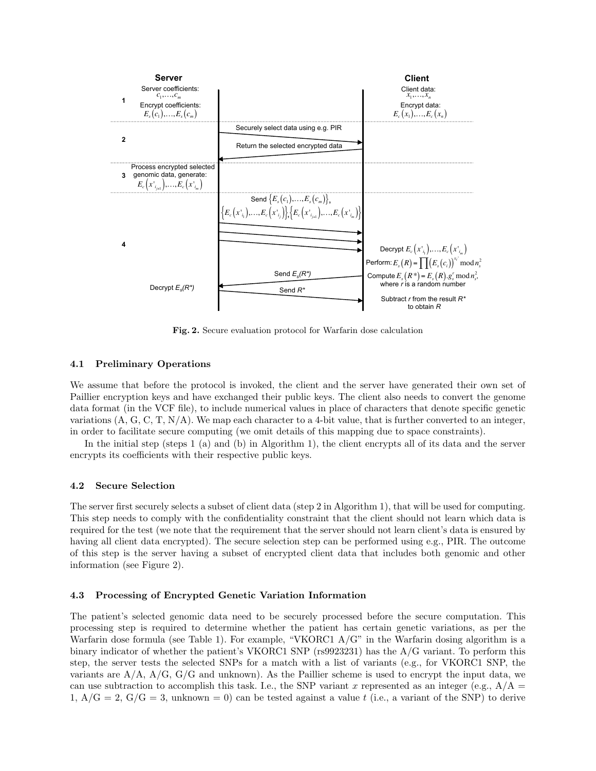**Fig. 2.** Secure evaluation protocol for Warfarin dose calculation

### 4.1 Preliminary Operations

We assume that before the protocol is invoked, the client and the server have generated their own set of Paillier encryption keys and have exchanged their public keys. The client also needs to convert the genome data format (in the VCF file), to include numerical values in place of characters that denote specific genetic variations (A, G, C, T, N/A). We map each character to a 4-bit value, that is further converted to an integer, in order to facilitate secure computing (we omit details of this mapping due to space constraints).

In the initial step (steps 1 (a) and (b) in Algorithm 1), the client encrypts all of its data and the server encrypts its coefficients with their respective public keys.

### 4.2 Secure Selection

The server first securely selects a subset of client data (step 2 in Algorithm 1), that will be used for computing. This step needs to comply with the confidentiality constraint that the client should not learn which data is required for the test (we note that the requirement that the server should not learn client's data is ensured by having all client data encrypted). The secure selection step can be performed using e.g., PIR. The outcome of this step is the server having a subset of encrypted client data that includes both genomic and other information (see Figure 2).

### 4.3 Processing of Encrypted Genetic Variation Information

The patient's selected genomic data need to be securely processed before the secure computation. This processing step is required to determine whether the patient has certain genetic variations, as per the Warfarin dose formula (see Table 1). For example, "VKORC1 A/G" in the Warfarin dosing algorithm is a binary indicator of whether the patient's VKORC1 SNP (rs9923231) has the A/G variant. To perform this step, the server tests the selected SNPs for a match with a list of variants (e.g., for VKORC1 SNP, the variants are A/A, A/G, G/G and unknown). As the Paillier scheme is used to encrypt the input data, we can use subtraction to accomplish this task. I.e., the SNP variant $x$ represented as an integer (e.g., A/A = 1, A/G = 2, G/G = 3, unknown = 0) can be tested against a value $t$ (i.e., a variant of the SNP) to derive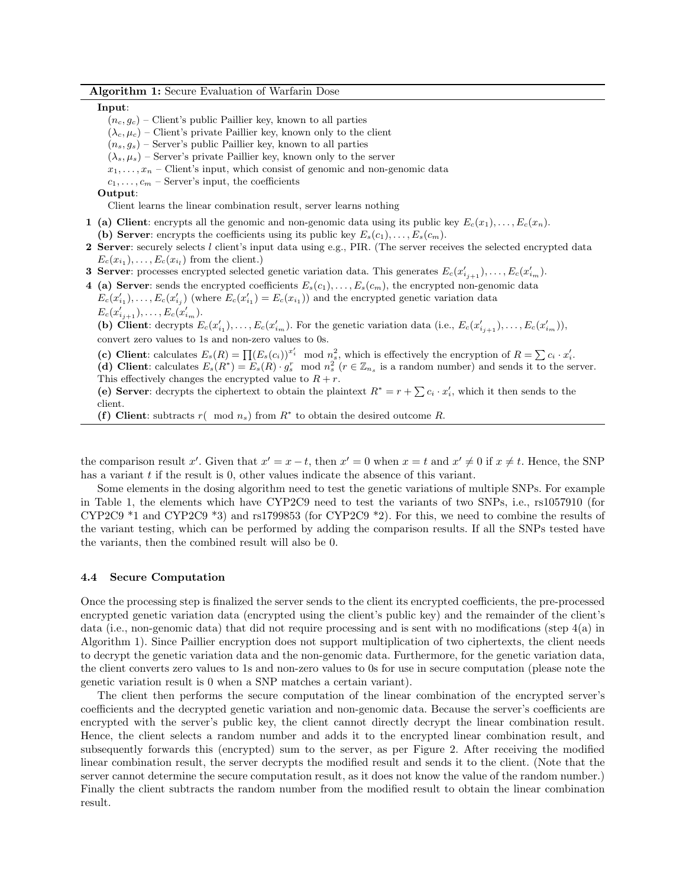**Algorithm 1:** Secure Evaluation of Warfarin Dose

**Input**:

$(n_c, g_c)$ – Client's public Paillier key, known to all parties
$(\lambda_c, \mu_c)$ – Client's private Paillier key, known only to the client
$(n_s, g_s)$ – Server's public Paillier key, known to all parties
$(\lambda_s, \mu_s)$ – Server's private Paillier key, known only to the server
$x_1, \ldots, x_n$ – Client's input, which consist of genomic and non-genomic data
$c_1, \ldots, c_m$ – Server's input, the coefficients

**Output**:

Client learns the linear combination result, server learns nothing

**1 (a) Client**: encrypts all the genomic and non-genomic data using its public key $E_c(x_1), \ldots, E_c(x_n)$.
**(b) Server**: encrypts the coefficients using its public key $E_s(c_1), \ldots, E_s(c_m)$.

**2 Server**: securely selects $l$ client's input data using e.g., PIR. (The server receives the selected encrypted data $E_c(x_{i_1}), \ldots, E_c(x_{i_l})$ from the client.)

**3 Server**: processes encrypted selected genetic variation data. This generates $E_c(x'_{i_{j+1}}), \ldots, E_c(x'_{i_m})$.

**4 (a) Server**: sends the encrypted coefficients $E_s(c_1), \ldots, E_s(c_m)$, the encrypted non-genomic data $E_c(x'_{i_1}), \ldots, E_c(x'_{i_j})$ (where $E_c(x'_{i_1}) = E_c(x_{i_1})$) and the encrypted genetic variation data $E_c(x'_{i_{j+1}}), \ldots, E_c(x'_{i_m})$.
**(b) Client**: decrypts $E_c(x'_{i_1}), \ldots, E_c(x'_{i_m})$. For the genetic variation data (i.e., $E_c(x'_{i_{j+1}}), \ldots, E_c(x'_{i_m})$), convert zero values to 1s and non-zero values to 0s.
**(c) Client**: calculates $E_s(R) = \prod (E_s(c_i))^{x'_i} \mod n_s^2$, which is effectively the encryption of $R = \sum c_i \cdot x'_i$.
**(d) Client**: calculates $E_s(R^*) = E_s(R) \cdot g_s^r \mod n_s^2$ ($r \in \mathbb{Z}_{n_s}$ is a random number) and sends it to the server. This effectively changes the encrypted value to $R + r$.
**(e) Server**: decrypts the ciphertext to obtain the plaintext $R^* = r + \sum c_i \cdot x'_i$, which it then sends to the client.
**(f) Client**: subtracts $r(\mod n_s)$ from $R^*$ to obtain the desired outcome $R$.

the comparison result $x'$. Given that $x' = x - t$, then $x' = 0$ when $x = t$ and $x' \neq 0$ if $x \neq t$. Hence, the SNP has a variant $t$ if the result is 0, other values indicate the absence of this variant.

Some elements in the dosing algorithm need to test the genetic variations of multiple SNPs. For example in Table 1, the elements which have CYP2C9 need to test the variants of two SNPs, i.e., rs1057910 (for CYP2C9 *1 and CYP2C9 *3) and rs1799853 (for CYP2C9 *2). For this, we need to combine the results of the variant testing, which can be performed by adding the comparison results. If all the SNPs tested have the variants, then the combined result will also be 0.

### 4.4 Secure Computation

Once the processing step is finalized the server sends to the client its encrypted coefficients, the pre-processed encrypted genetic variation data (encrypted using the client's public key) and the remainder of the client's data (i.e., non-genomic data) that did not require processing and is sent with no modifications (step 4(a) in Algorithm 1). Since Paillier encryption does not support multiplication of two ciphertexts, the client needs to decrypt the genetic variation data and the non-genomic data. Furthermore, for the genetic variation data, the client converts zero values to 1s and non-zero values to 0s for use in secure computation (please note the genetic variation result is 0 when a SNP matches a certain variant).

The client then performs the secure computation of the linear combination of the encrypted server's coefficients and the decrypted genetic variation and non-genomic data. Because the server's coefficients are encrypted with the server's public key, the client cannot directly decrypt the linear combination result. Hence, the client selects a random number and adds it to the encrypted linear combination result, and subsequently forwards this (encrypted) sum to the server, as per Figure 2. After receiving the modified linear combination result, the server decrypts the modified result and sends it to the client. (Note that the server cannot determine the secure computation result, as it does not know the value of the random number.) Finally the client subtracts the random number from the modified result to obtain the linear combination result.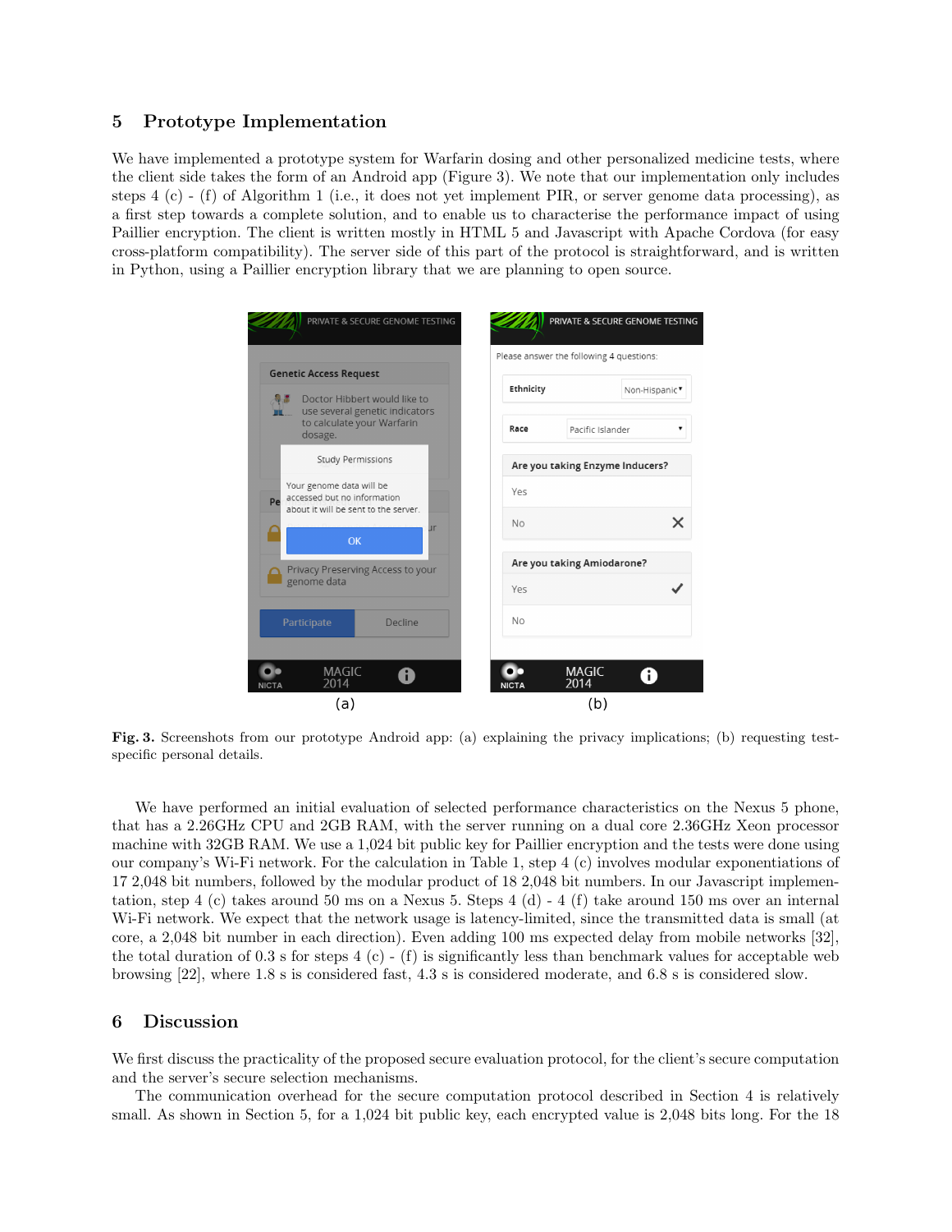## 5 Prototype Implementation

We have implemented a prototype system for Warfarin dosing and other personalized medicine tests, where the client side takes the form of an Android app (Figure 3). We note that our implementation only includes steps 4 (c) - (f) of Algorithm 1 (i.e., it does not yet implement PIR, or server genome data processing), as a first step towards a complete solution, and to enable us to characterise the performance impact of using Paillier encryption. The client is written mostly in HTML 5 and Javascript with Apache Cordova (for easy cross-platform compatibility). The server side of this part of the protocol is straightforward, and is written in Python, using a Paillier encryption library that we are planning to open source.

**Fig. 3.** Screenshots from our prototype Android app: (a) explaining the privacy implications; (b) requesting test-specific personal details.

We have performed an initial evaluation of selected performance characteristics on the Nexus 5 phone, that has a 2.26GHz CPU and 2GB RAM, with the server running on a dual core 2.36GHz Xeon processor machine with 32GB RAM. We use a 1,024 bit public key for Paillier encryption and the tests were done using our company's Wi-Fi network. For the calculation in Table 1, step 4 (c) involves modular exponentiations of 17 2,048 bit numbers, followed by the modular product of 18 2,048 bit numbers. In our Javascript implementation, step 4 (c) takes around 50 ms on a Nexus 5. Steps 4 (d) - 4 (f) take around 150 ms over an internal Wi-Fi network. We expect that the network usage is latency-limited, since the transmitted data is small (at core, a 2,048 bit number in each direction). Even adding 100 ms expected delay from mobile networks [32], the total duration of 0.3 s for steps 4 (c) - (f) is significantly less than benchmark values for acceptable web browsing [22], where 1.8 s is considered fast, 4.3 s is considered moderate, and 6.8 s is considered slow.

## 6 Discussion

We first discuss the practicality of the proposed secure evaluation protocol, for the client's secure computation and the server's secure selection mechanisms.

The communication overhead for the secure computation protocol described in Section 4 is relatively small. As shown in Section 5, for a 1,024 bit public key, each encrypted value is 2,048 bits long. For the 18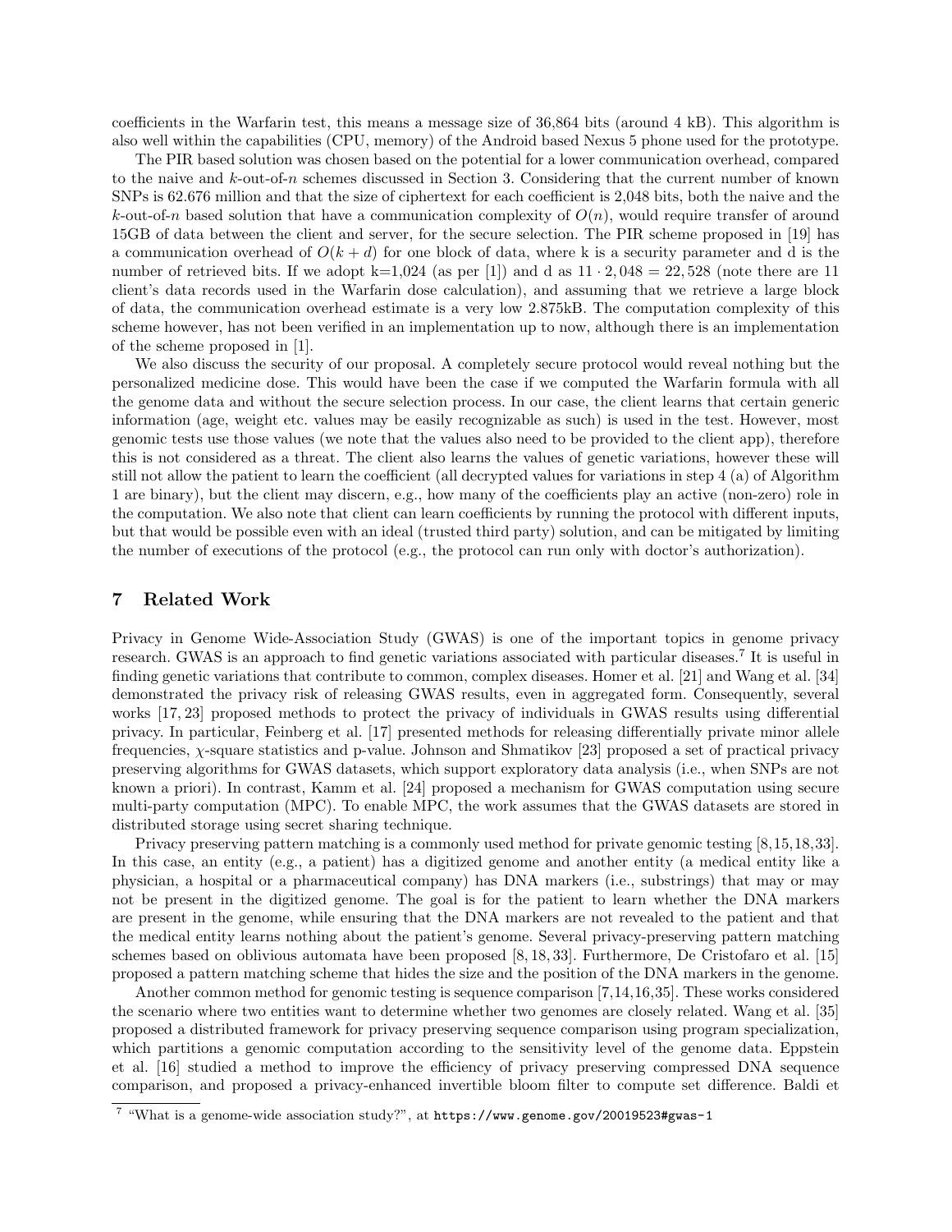coefficients in the Warfarin test, this means a message size of 36,864 bits (around 4 kB). This algorithm is also well within the capabilities (CPU, memory) of the Android based Nexus 5 phone used for the prototype.

The PIR based solution was chosen based on the potential for a lower communication overhead, compared to the naive and $k$-out-of-$n$ schemes discussed in Section 3. Considering that the current number of known SNPs is 62.676 million and that the size of ciphertext for each coefficient is 2,048 bits, both the naive and the $k$-out-of-$n$ based solution that have a communication complexity of $O(n)$, would require transfer of around 15GB of data between the client and server, for the secure selection. The PIR scheme proposed in [19] has a communication overhead of $O(k + d)$ for one block of data, where k is a security parameter and d is the number of retrieved bits. If we adopt k=1,024 (as per [1]) and d as $11 \cdot 2,048 = 22,528$ (note there are 11 client's data records used in the Warfarin dose calculation), and assuming that we retrieve a large block of data, the communication overhead estimate is a very low 2.875kB. The computation complexity of this scheme however, has not been verified in an implementation up to now, although there is an implementation of the scheme proposed in [1].

We also discuss the security of our proposal. A completely secure protocol would reveal nothing but the personalized medicine dose. This would have been the case if we computed the Warfarin formula with all the genome data and without the secure selection process. In our case, the client learns that certain generic information (age, weight etc. values may be easily recognizable as such) is used in the test. However, most genomic tests use those values (we note that the values also need to be provided to the client app), therefore this is not considered as a threat. The client also learns the values of genetic variations, however these will still not allow the patient to learn the coefficient (all decrypted values for variations in step 4 (a) of Algorithm 1 are binary), but the client may discern, e.g., how many of the coefficients play an active (non-zero) role in the computation. We also note that client can learn coefficients by running the protocol with different inputs, but that would be possible even with an ideal (trusted third party) solution, and can be mitigated by limiting the number of executions of the protocol (e.g., the protocol can run only with doctor's authorization).

## 7 Related Work

Privacy in Genome Wide-Association Study (GWAS) is one of the important topics in genome privacy research. GWAS is an approach to find genetic variations associated with particular diseases.[7] It is useful in finding genetic variations that contribute to common, complex diseases. Homer et al. [21] and Wang et al. [34] demonstrated the privacy risk of releasing GWAS results, even in aggregated form. Consequently, several works [17, 23] proposed methods to protect the privacy of individuals in GWAS results using differential privacy. In particular, Feinberg et al. [17] presented methods for releasing differentially private minor allele frequencies, $\chi$-square statistics and p-value. Johnson and Shmatikov [23] proposed a set of practical privacy preserving algorithms for GWAS datasets, which support exploratory data analysis (i.e., when SNPs are not known a priori). In contrast, Kamm et al. [24] proposed a mechanism for GWAS computation using secure multi-party computation (MPC). To enable MPC, the work assumes that the GWAS datasets are stored in distributed storage using secret sharing technique.

Privacy preserving pattern matching is a commonly used method for private genomic testing [8,15,18,33]. In this case, an entity (e.g., a patient) has a digitized genome and another entity (a medical entity like a physician, a hospital or a pharmaceutical company) has DNA markers (i.e., substrings) that may or may not be present in the digitized genome. The goal is for the patient to learn whether the DNA markers are present in the genome, while ensuring that the DNA markers are not revealed to the patient and that the medical entity learns nothing about the patient's genome. Several privacy-preserving pattern matching schemes based on oblivious automata have been proposed [8, 18, 33]. Furthermore, De Cristofaro et al. [15] proposed a pattern matching scheme that hides the size and the position of the DNA markers in the genome.

Another common method for genomic testing is sequence comparison [7,14,16,35]. These works considered the scenario where two entities want to determine whether two genomes are closely related. Wang et al. [35] proposed a distributed framework for privacy preserving sequence comparison using program specialization, which partitions a genomic computation according to the sensitivity level of the genome data. Eppstein et al. [16] studied a method to improve the efficiency of privacy preserving compressed DNA sequence comparison, and proposed a privacy-enhanced invertible bloom filter to compute set difference. Baldi et

[7] "What is a genome-wide association study?", at https://www.genome.gov/20019523#gwas-1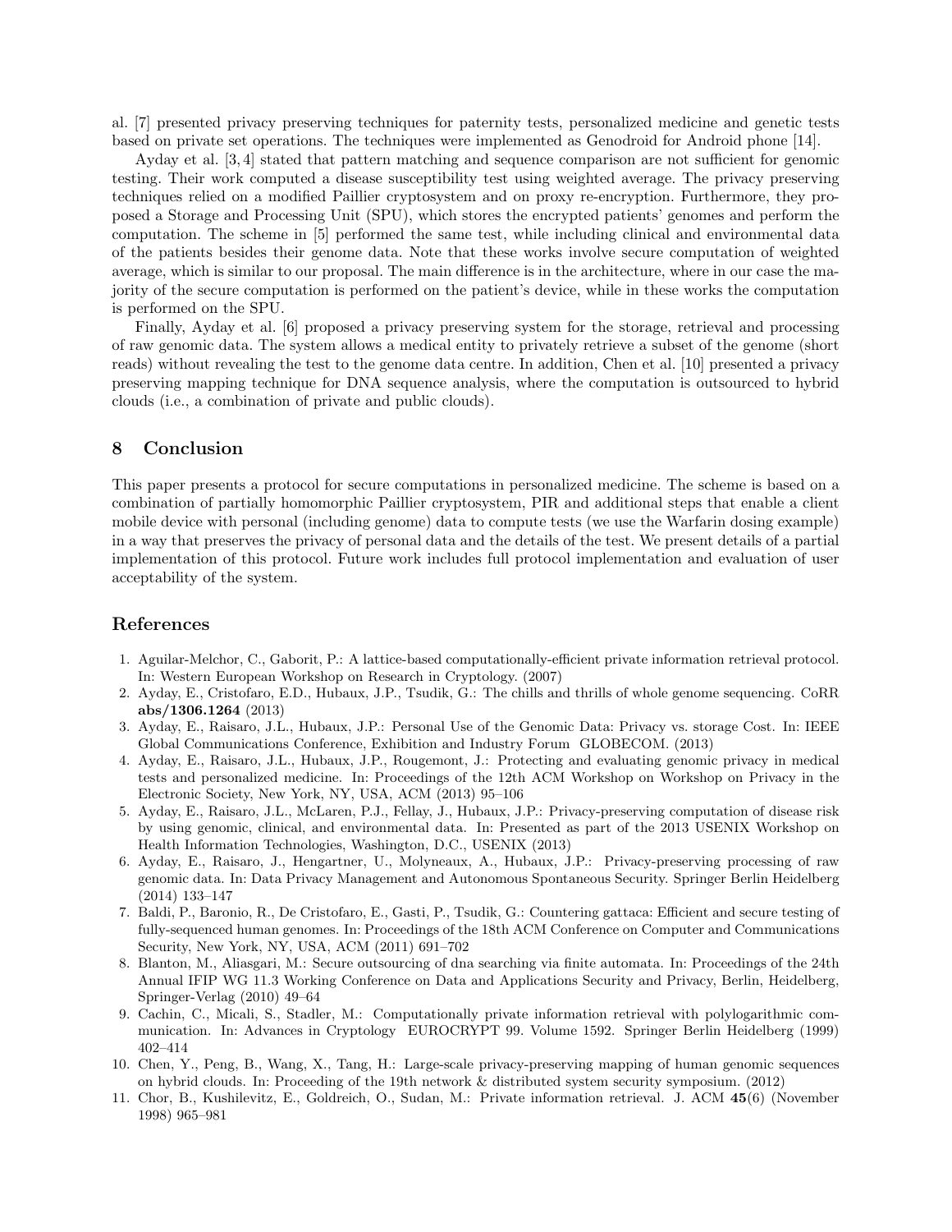al. [7] presented privacy preserving techniques for paternity tests, personalized medicine and genetic tests based on private set operations. The techniques were implemented as Genodroid for Android phone [14].

Ayday et al. [3, 4] stated that pattern matching and sequence comparison are not sufficient for genomic testing. Their work computed a disease susceptibility test using weighted average. The privacy preserving techniques relied on a modified Paillier cryptosystem and on proxy re-encryption. Furthermore, they proposed a Storage and Processing Unit (SPU), which stores the encrypted patients' genomes and perform the computation. The scheme in [5] performed the same test, while including clinical and environmental data of the patients besides their genome data. Note that these works involve secure computation of weighted average, which is similar to our proposal. The main difference is in the architecture, where in our case the majority of the secure computation is performed on the patient's device, while in these works the computation is performed on the SPU.

Finally, Ayday et al. [6] proposed a privacy preserving system for the storage, retrieval and processing of raw genomic data. The system allows a medical entity to privately retrieve a subset of the genome (short reads) without revealing the test to the genome data centre. In addition, Chen et al. [10] presented a privacy preserving mapping technique for DNA sequence analysis, where the computation is outsourced to hybrid clouds (i.e., a combination of private and public clouds).

## 8 Conclusion

This paper presents a protocol for secure computations in personalized medicine. The scheme is based on a combination of partially homomorphic Paillier cryptosystem, PIR and additional steps that enable a client mobile device with personal (including genome) data to compute tests (we use the Warfarin dosing example) in a way that preserves the privacy of personal data and the details of the test. We present details of a partial implementation of this protocol. Future work includes full protocol implementation and evaluation of user acceptability of the system.

## References

1. Aguilar-Melchor, C., Gaborit, P.: A lattice-based computationally-efficient private information retrieval protocol. In: Western European Workshop on Research in Cryptology. (2007)
2. Ayday, E., Cristofaro, E.D., Hubaux, J.P., Tsudik, G.: The chills and thrills of whole genome sequencing. CoRR **abs/1306.1264** (2013)
3. Ayday, E., Raisaro, J.L., Hubaux, J.P.: Personal Use of the Genomic Data: Privacy vs. storage Cost. In: IEEE Global Communications Conference, Exhibition and Industry Forum GLOBECOM. (2013)
4. Ayday, E., Raisaro, J.L., Hubaux, J.P., Rougemont, J.: Protecting and evaluating genomic privacy in medical tests and personalized medicine. In: Proceedings of the 12th ACM Workshop on Workshop on Privacy in the Electronic Society, New York, NY, USA, ACM (2013) 95–106
5. Ayday, E., Raisaro, J.L., McLaren, P.J., Fellay, J., Hubaux, J.P.: Privacy-preserving computation of disease risk by using genomic, clinical, and environmental data. In: Presented as part of the 2013 USENIX Workshop on Health Information Technologies, Washington, D.C., USENIX (2013)
6. Ayday, E., Raisaro, J., Hengartner, U., Molyneaux, A., Hubaux, J.P.: Privacy-preserving processing of raw genomic data. In: Data Privacy Management and Autonomous Spontaneous Security. Springer Berlin Heidelberg (2014) 133–147
7. Baldi, P., Baronio, R., De Cristofaro, E., Gasti, P., Tsudik, G.: Countering gattaca: Efficient and secure testing of fully-sequenced human genomes. In: Proceedings of the 18th ACM Conference on Computer and Communications Security, New York, NY, USA, ACM (2011) 691–702
8. Blanton, M., Aliasgari, M.: Secure outsourcing of dna searching via finite automata. In: Proceedings of the 24th Annual IFIP WG 11.3 Working Conference on Data and Applications Security and Privacy, Berlin, Heidelberg, Springer-Verlag (2010) 49–64
9. Cachin, C., Micali, S., Stadler, M.: Computationally private information retrieval with polylogarithmic communication. In: Advances in Cryptology EUROCRYPT 99. Volume 1592. Springer Berlin Heidelberg (1999) 402–414
10. Chen, Y., Peng, B., Wang, X., Tang, H.: Large-scale privacy-preserving mapping of human genomic sequences on hybrid clouds. In: Proceeding of the 19th network & distributed system security symposium. (2012)
11. Chor, B., Kushilevitz, E., Goldreich, O., Sudan, M.: Private information retrieval. J. ACM **45**(6) (November 1998) 965–981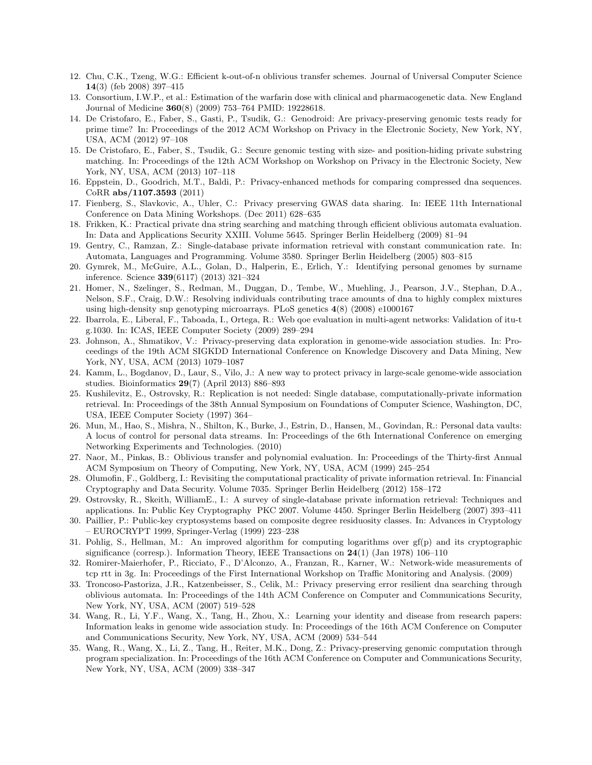12. Chu, C.K., Tzeng, W.G.: Efficient k-out-of-n oblivious transfer schemes. Journal of Universal Computer Science **14**(3) (feb 2008) 397–415
13. Consortium, I.W.P., et al.: Estimation of the warfarin dose with clinical and pharmacogenetic data. New England Journal of Medicine **360**(8) (2009) 753–764 PMID: 19228618.
14. De Cristofaro, E., Faber, S., Gasti, P., Tsudik, G.: Genodroid: Are privacy-preserving genomic tests ready for prime time? In: Proceedings of the 2012 ACM Workshop on Privacy in the Electronic Society, New York, NY, USA, ACM (2012) 97–108
15. De Cristofaro, E., Faber, S., Tsudik, G.: Secure genomic testing with size- and position-hiding private substring matching. In: Proceedings of the 12th ACM Workshop on Workshop on Privacy in the Electronic Society, New York, NY, USA, ACM (2013) 107–118
16. Eppstein, D., Goodrich, M.T., Baldi, P.: Privacy-enhanced methods for comparing compressed dna sequences. CoRR **abs/1107.3593** (2011)
17. Fienberg, S., Slavkovic, A., Uhler, C.: Privacy preserving GWAS data sharing. In: IEEE 11th International Conference on Data Mining Workshops. (Dec 2011) 628–635
18. Frikken, K.: Practical private dna string searching and matching through efficient oblivious automata evaluation. In: Data and Applications Security XXIII. Volume 5645. Springer Berlin Heidelberg (2009) 81–94
19. Gentry, C., Ramzan, Z.: Single-database private information retrieval with constant communication rate. In: Automata, Languages and Programming. Volume 3580. Springer Berlin Heidelberg (2005) 803–815
20. Gymrek, M., McGuire, A.L., Golan, D., Halperin, E., Erlich, Y.: Identifying personal genomes by surname inference. Science **339**(6117) (2013) 321–324
21. Homer, N., Szelinger, S., Redman, M., Duggan, D., Tembe, W., Muehling, J., Pearson, J.V., Stephan, D.A., Nelson, S.F., Craig, D.W.: Resolving individuals contributing trace amounts of dna to highly complex mixtures using high-density snp genotyping microarrays. PLoS genetics **4**(8) (2008) e1000167
22. Ibarrola, E., Liberal, F., Taboada, I., Ortega, R.: Web qoe evaluation in multi-agent networks: Validation of itu-t g.1030. In: ICAS, IEEE Computer Society (2009) 289–294
23. Johnson, A., Shmatikov, V.: Privacy-preserving data exploration in genome-wide association studies. In: Proceedings of the 19th ACM SIGKDD International Conference on Knowledge Discovery and Data Mining, New York, NY, USA, ACM (2013) 1079–1087
24. Kamm, L., Bogdanov, D., Laur, S., Vilo, J.: A new way to protect privacy in large-scale genome-wide association studies. Bioinformatics **29**(7) (April 2013) 886–893
25. Kushilevitz, E., Ostrovsky, R.: Replication is not needed: Single database, computationally-private information retrieval. In: Proceedings of the 38th Annual Symposium on Foundations of Computer Science, Washington, DC, USA, IEEE Computer Society (1997) 364–
26. Mun, M., Hao, S., Mishra, N., Shilton, K., Burke, J., Estrin, D., Hansen, M., Govindan, R.: Personal data vaults: A locus of control for personal data streams. In: Proceedings of the 6th International Conference on emerging Networking Experiments and Technologies. (2010)
27. Naor, M., Pinkas, B.: Oblivious transfer and polynomial evaluation. In: Proceedings of the Thirty-first Annual ACM Symposium on Theory of Computing, New York, NY, USA, ACM (1999) 245–254
28. Olumofin, F., Goldberg, I.: Revisiting the computational practicality of private information retrieval. In: Financial Cryptography and Data Security. Volume 7035. Springer Berlin Heidelberg (2012) 158–172
29. Ostrovsky, R., Skeith, WilliamE., I.: A survey of single-database private information retrieval: Techniques and applications. In: Public Key Cryptography PKC 2007. Volume 4450. Springer Berlin Heidelberg (2007) 393–411
30. Paillier, P.: Public-key cryptosystems based on composite degree residuosity classes. In: Advances in Cryptology – EUROCRYPT 1999, Springer-Verlag (1999) 223–238
31. Pohlig, S., Hellman, M.: An improved algorithm for computing logarithms over gf(p) and its cryptographic significance (corresp.). Information Theory, IEEE Transactions on **24**(1) (Jan 1978) 106–110
32. Romirer-Maierhofer, P., Ricciato, F., D'Alconzo, A., Franzan, R., Karner, W.: Network-wide measurements of tcp rtt in 3g. In: Proceedings of the First International Workshop on Traffic Monitoring and Analysis. (2009)
33. Troncoso-Pastoriza, J.R., Katzenbeisser, S., Celik, M.: Privacy preserving error resilient dna searching through oblivious automata. In: Proceedings of the 14th ACM Conference on Computer and Communications Security, New York, NY, USA, ACM (2007) 519–528
34. Wang, R., Li, Y.F., Wang, X., Tang, H., Zhou, X.: Learning your identity and disease from research papers: Information leaks in genome wide association study. In: Proceedings of the 16th ACM Conference on Computer and Communications Security, New York, NY, USA, ACM (2009) 534–544
35. Wang, R., Wang, X., Li, Z., Tang, H., Reiter, M.K., Dong, Z.: Privacy-preserving genomic computation through program specialization. In: Proceedings of the 16th ACM Conference on Computer and Communications Security, New York, NY, USA, ACM (2009) 338–347